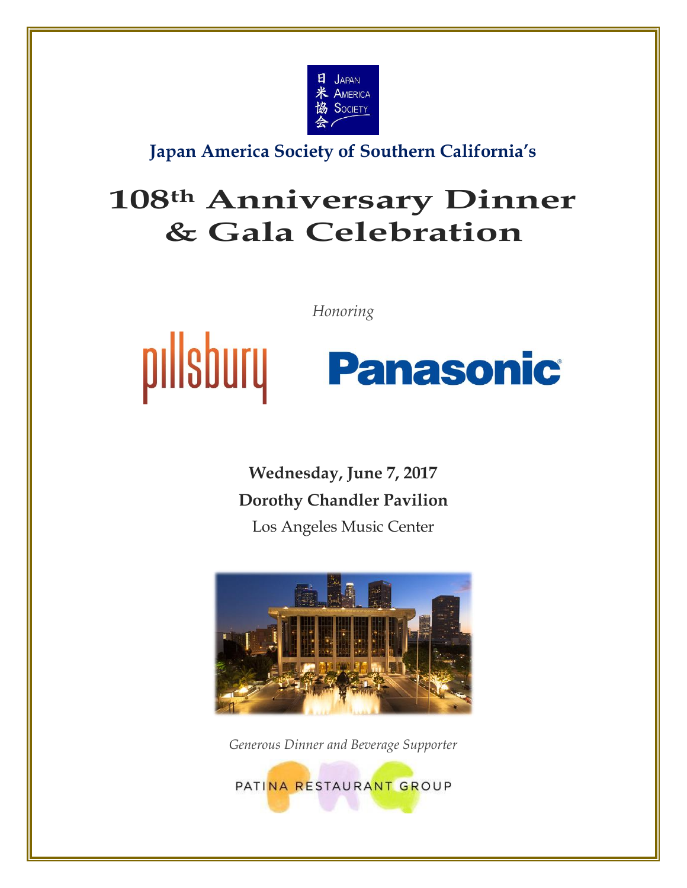日米協会 Japan America Society

**Japan America Society of Southern California's**

# 108th Anniversary Dinner & Gala Celebration

*Honoring*

pillsbury

Panasonic

**Wednesday, June 7, 2017**

**Dorothy Chandler Pavilion**

Los Angeles Music Center

*Generous Dinner and Beverage Supporter*

PATINA RESTAURANT GROUP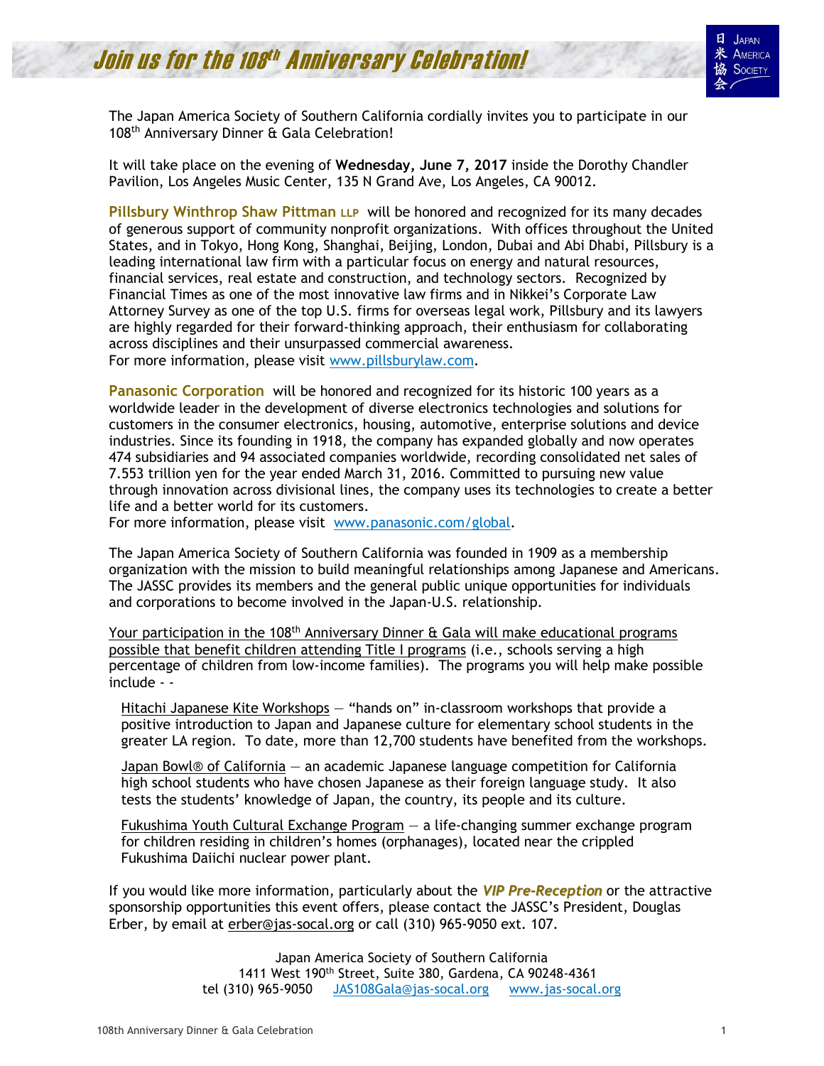# Join us for the 108th Anniversary Celebration!

The Japan America Society of Southern California cordially invites you to participate in our 108th Anniversary Dinner & Gala Celebration!

It will take place on the evening of **Wednesday, June 7, 2017** inside the Dorothy Chandler Pavilion, Los Angeles Music Center, 135 N Grand Ave, Los Angeles, CA 90012.

**Pillsbury Winthrop Shaw Pittman LLP** will be honored and recognized for its many decades of generous support of community nonprofit organizations. With offices throughout the United States, and in Tokyo, Hong Kong, Shanghai, Beijing, London, Dubai and Abi Dhabi, Pillsbury is a leading international law firm with a particular focus on energy and natural resources, financial services, real estate and construction, and technology sectors. Recognized by Financial Times as one of the most innovative law firms and in Nikkei's Corporate Law Attorney Survey as one of the top U.S. firms for overseas legal work, Pillsbury and its lawyers are highly regarded for their forward-thinking approach, their enthusiasm for collaborating across disciplines and their unsurpassed commercial awareness.
For more information, please visit www.pillsburylaw.com.

**Panasonic Corporation** will be honored and recognized for its historic 100 years as a worldwide leader in the development of diverse electronics technologies and solutions for customers in the consumer electronics, housing, automotive, enterprise solutions and device industries. Since its founding in 1918, the company has expanded globally and now operates 474 subsidiaries and 94 associated companies worldwide, recording consolidated net sales of 7.553 trillion yen for the year ended March 31, 2016. Committed to pursuing new value through innovation across divisional lines, the company uses its technologies to create a better life and a better world for its customers.
For more information, please visit www.panasonic.com/global.

The Japan America Society of Southern California was founded in 1909 as a membership organization with the mission to build meaningful relationships among Japanese and Americans. The JASSC provides its members and the general public unique opportunities for individuals and corporations to become involved in the Japan-U.S. relationship.

Your participation in the 108th Anniversary Dinner & Gala will make educational programs possible that benefit children attending Title I programs (i.e., schools serving a high percentage of children from low-income families). The programs you will help make possible include - -

Hitachi Japanese Kite Workshops — "hands on" in-classroom workshops that provide a positive introduction to Japan and Japanese culture for elementary school students in the greater LA region. To date, more than 12,700 students have benefited from the workshops.

Japan Bowl® of California — an academic Japanese language competition for California high school students who have chosen Japanese as their foreign language study. It also tests the students' knowledge of Japan, the country, its people and its culture.

Fukushima Youth Cultural Exchange Program — a life-changing summer exchange program for children residing in children's homes (orphanages), located near the crippled Fukushima Daiichi nuclear power plant.

If you would like more information, particularly about the ***VIP Pre-Reception*** or the attractive sponsorship opportunities this event offers, please contact the JASSC's President, Douglas Erber, by email at erber@jas-socal.org or call (310) 965-9050 ext. 107.

Japan America Society of Southern California
1411 West 190th Street, Suite 380, Gardena, CA 90248-4361
tel (310) 965-9050 JAS108Gala@jas-socal.org www.jas-socal.org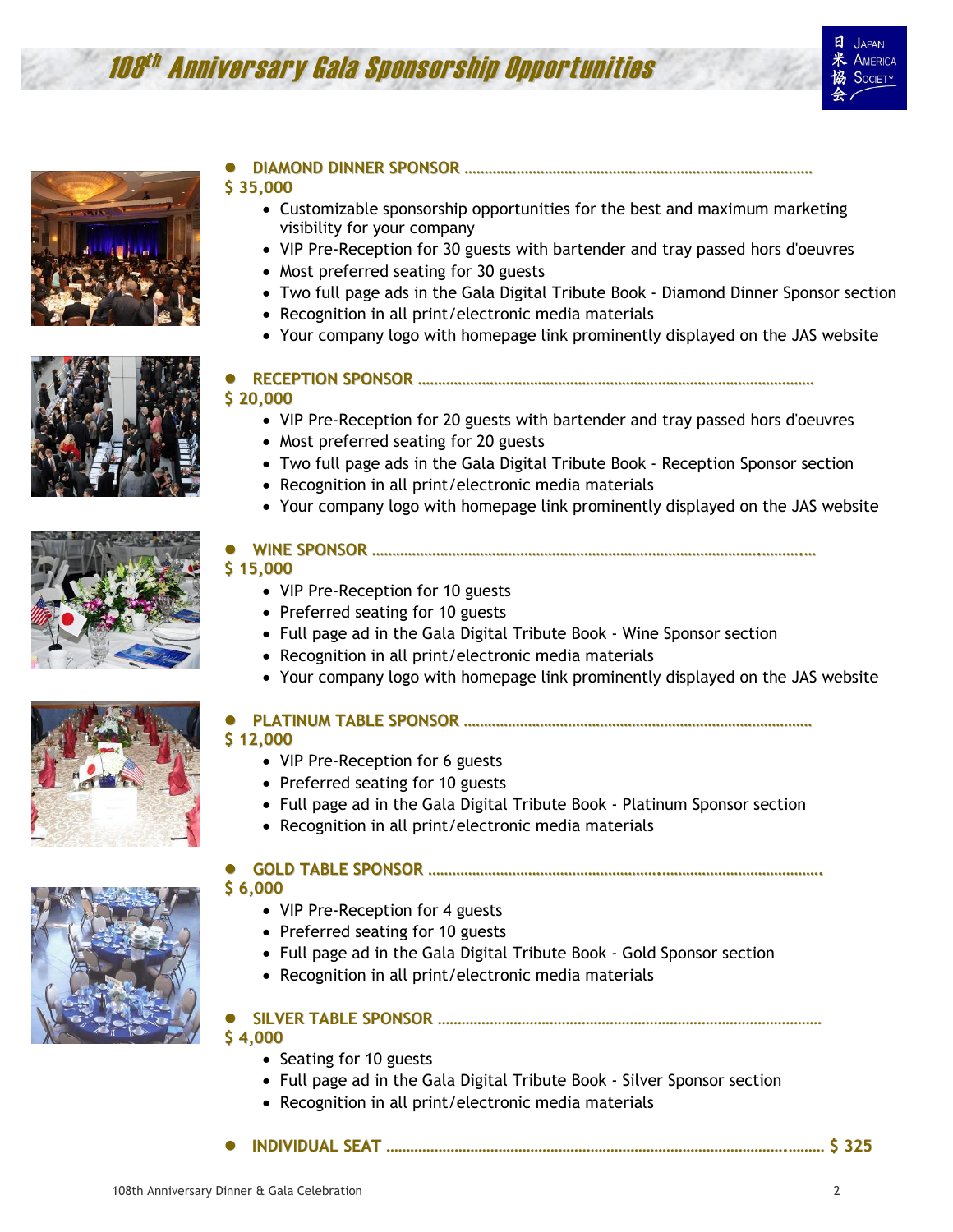# 108th Anniversary Gala Sponsorship Opportunities

- **DIAMOND DINNER SPONSOR** ………………………………………………………………………………

**$ 35,000**

- Customizable sponsorship opportunities for the best and maximum marketing visibility for your company
- VIP Pre-Reception for 30 guests with bartender and tray passed hors d'oeuvres
- Most preferred seating for 30 guests
- Two full page ads in the Gala Digital Tribute Book - Diamond Dinner Sponsor section
- Recognition in all print/electronic media materials
- Your company logo with homepage link prominently displayed on the JAS website

- **RECEPTION SPONSOR** ………………………………………………………………………………………

**$ 20,000**

- VIP Pre-Reception for 20 guests with bartender and tray passed hors d'oeuvres
- Most preferred seating for 20 guests
- Two full page ads in the Gala Digital Tribute Book - Reception Sponsor section
- Recognition in all print/electronic media materials
- Your company logo with homepage link prominently displayed on the JAS website

- **WINE SPONSOR** ………………………………………………………………………………………………

**$ 15,000**

- VIP Pre-Reception for 10 guests
- Preferred seating for 10 guests
- Full page ad in the Gala Digital Tribute Book - Wine Sponsor section
- Recognition in all print/electronic media materials
- Your company logo with homepage link prominently displayed on the JAS website

- **PLATINUM TABLE SPONSOR** …………………………………………………………………………

**$ 12,000**

- VIP Pre-Reception for 6 guests
- Preferred seating for 10 guests
- Full page ad in the Gala Digital Tribute Book - Platinum Sponsor section
- Recognition in all print/electronic media materials

- **GOLD TABLE SPONSOR** ………………………………………………………………………………….

**$ 6,000**

- VIP Pre-Reception for 4 guests
- Preferred seating for 10 guests
- Full page ad in the Gala Digital Tribute Book - Gold Sponsor section
- Recognition in all print/electronic media materials

- **SILVER TABLE SPONSOR** …………………………………………………………………………………

**$ 4,000**

- Seating for 10 guests
- Full page ad in the Gala Digital Tribute Book - Silver Sponsor section
- Recognition in all print/electronic media materials

- **INDIVIDUAL SEAT** ……………………………………………………………………………………… **$ 325**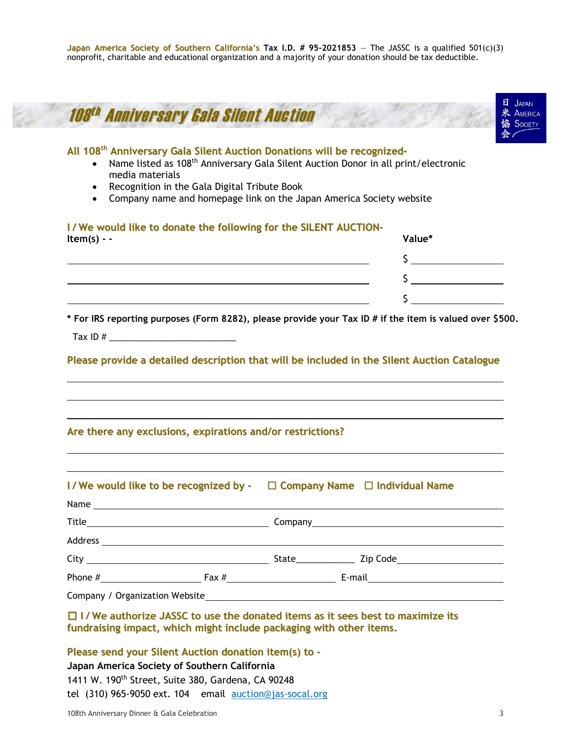**Japan America Society of Southern California's Tax I.D. # 95-2021853** — The JASSC is a qualified 501(c)(3) nonprofit, charitable and educational organization and a majority of your donation should be tax deductible.

# 108th Anniversary Gala Silent Auction

日米協会 Japan America Society

## All 108th Anniversary Gala Silent Auction Donations will be recognized-

- Name listed as 108th Anniversary Gala Silent Auction Donor in all print/electronic media materials
- Recognition in the Gala Digital Tribute Book
- Company name and homepage link on the Japan America Society website

## I / We would like to donate the following for the SILENT AUCTION-

| Item(s) - - | Value* |
|---|---|
| ______________________________ | $ ____________ |
| ______________________________ | $ ____________ |
| ______________________________ | $ ____________ |

**\* For IRS reporting purposes (Form 8282), please provide your Tax ID # if the item is valued over $500.**

Tax ID # ___________________________

## Please provide a detailed description that will be included in the Silent Auction Catalogue

______________________________________________________________

______________________________________________________________

______________________________________________________________

## Are there any exclusions, expirations and/or restrictions?

______________________________________________________________

______________________________________________________________

## I / We would like to be recognized by - ☐ Company Name ☐ Individual Name

Name ______________________________________________________________

Title ______________________ Company ______________________

Address ______________________________________________________________

City ______________________ State ____________ Zip Code ______________

Phone # ______________ Fax # ______________ E-mail ______________

Company / Organization Website ______________________________________

**☐ I / We authorize JASSC to use the donated items as it sees best to maximize its fundraising impact, which might include packaging with other items.**

## Please send your Silent Auction donation item(s) to -

**Japan America Society of Southern California**
1411 W. 190th Street, Suite 380, Gardena, CA 90248
tel (310) 965-9050 ext. 104 email auction@jas-socal.org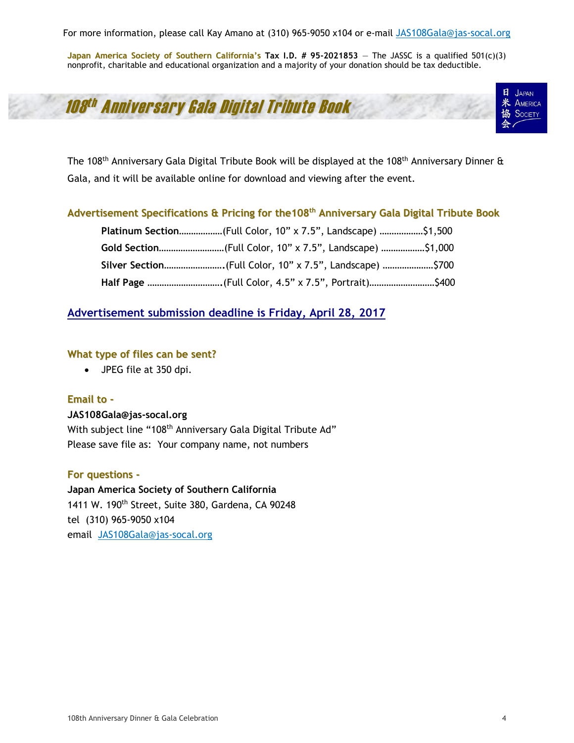For more information, please call Kay Amano at (310) 965-9050 x104 or e-mail JAS108Gala@jas-socal.org

**Japan America Society of Southern California's Tax I.D. # 95-2021853** — The JASSC is a qualified 501(c)(3) nonprofit, charitable and educational organization and a majority of your donation should be tax deductible.

# 108th Anniversary Gala Digital Tribute Book

日米協会 Japan America Society

The 108th Anniversary Gala Digital Tribute Book will be displayed at the 108th Anniversary Dinner & Gala, and it will be available online for download and viewing after the event.

## Advertisement Specifications & Pricing for the108th Anniversary Gala Digital Tribute Book

**Platinum Section**………………(Full Color, 10" x 7.5", Landscape) ………………$1,500

**Gold Section**………………………(Full Color, 10" x 7.5", Landscape) ………………$1,000

**Silver Section**…………………….(Full Color, 10" x 7.5", Landscape) …………………$700

**Half Page** ………………………….(Full Color, 4.5" x 7.5", Portrait)………………………$400

## Advertisement submission deadline is Friday, April 28, 2017

### What type of files can be sent?

- JPEG file at 350 dpi.

### Email to -

**JAS108Gala@jas-socal.org**
With subject line "108th Anniversary Gala Digital Tribute Ad"
Please save file as: Your company name, not numbers

### For questions -

**Japan America Society of Southern California**
1411 W. 190th Street, Suite 380, Gardena, CA 90248
tel (310) 965-9050 x104
email JAS108Gala@jas-socal.org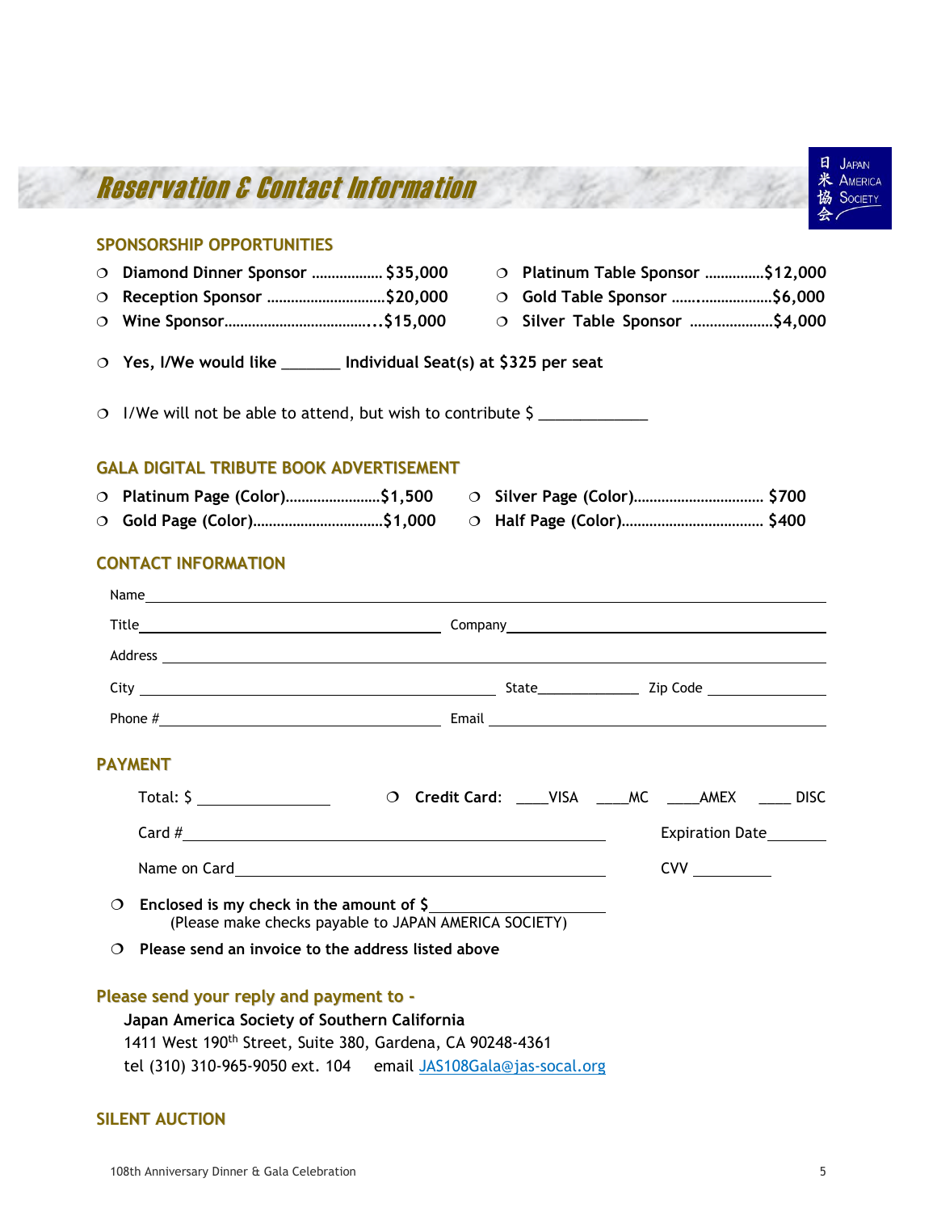# Reservation & Contact Information

日米協会 Japan America Society

## SPONSORSHIP OPPORTUNITIES

- ❍ **Diamond Dinner Sponsor ……………… $35,000**
- ❍ **Reception Sponsor …………………………$20,000**
- ❍ **Wine Sponsor………………………………...$15,000**
- ❍ **Platinum Table Sponsor ……………$12,000**
- ❍ **Gold Table Sponsor ……..………………$6,000**
- ❍ **Silver Table Sponsor …………………$4,000**

❍ **Yes, I/We would like _______ Individual Seat(s) at $325 per seat**

❍ I/We will not be able to attend, but wish to contribute $ _____________

## GALA DIGITAL TRIBUTE BOOK ADVERTISEMENT

- ❍ **Platinum Page (Color)……………………$1,500**
- ❍ **Gold Page (Color)……………………………$1,000**
- ❍ **Silver Page (Color)…………………………… $700**
- ❍ **Half Page (Color)……………………………… $400**

## CONTACT INFORMATION

Name ____________________________________________

Title ____________________ Company ____________________

Address ____________________________________________

City ____________________ State ____________ Zip Code ____________

Phone # ____________________ Email ____________________

## PAYMENT

Total: $ ____________ ❍ **Credit Card:** ____VISA ____MC ____AMEX ____ DISC

Card # ____________________________ Expiration Date _______

Name on Card ____________________________ CVV _________

❍ **Enclosed is my check in the amount of $** ____________
(Please make checks payable to JAPAN AMERICA SOCIETY)

❍ **Please send an invoice to the address listed above**

## Please send your reply and payment to -

**Japan America Society of Southern California**
1411 West 190th Street, Suite 380, Gardena, CA 90248-4361
tel (310) 310-965-9050 ext. 104 email JAS108Gala@jas-socal.org

## SILENT AUCTION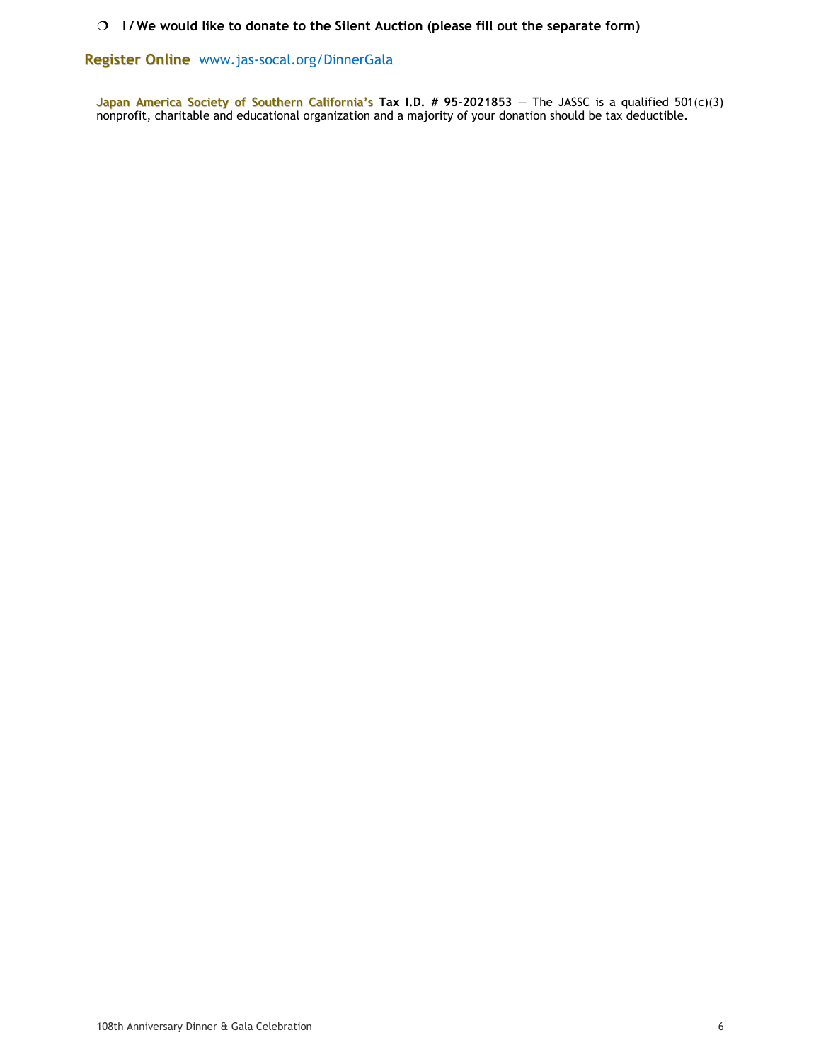❍ **I / We would like to donate to the Silent Auction (please fill out the separate form)**

**Register Online** www.jas-socal.org/DinnerGala

**Japan America Society of Southern California's Tax I.D. # 95-2021853** — The JASSC is a qualified 501(c)(3) nonprofit, charitable and educational organization and a majority of your donation should be tax deductible.